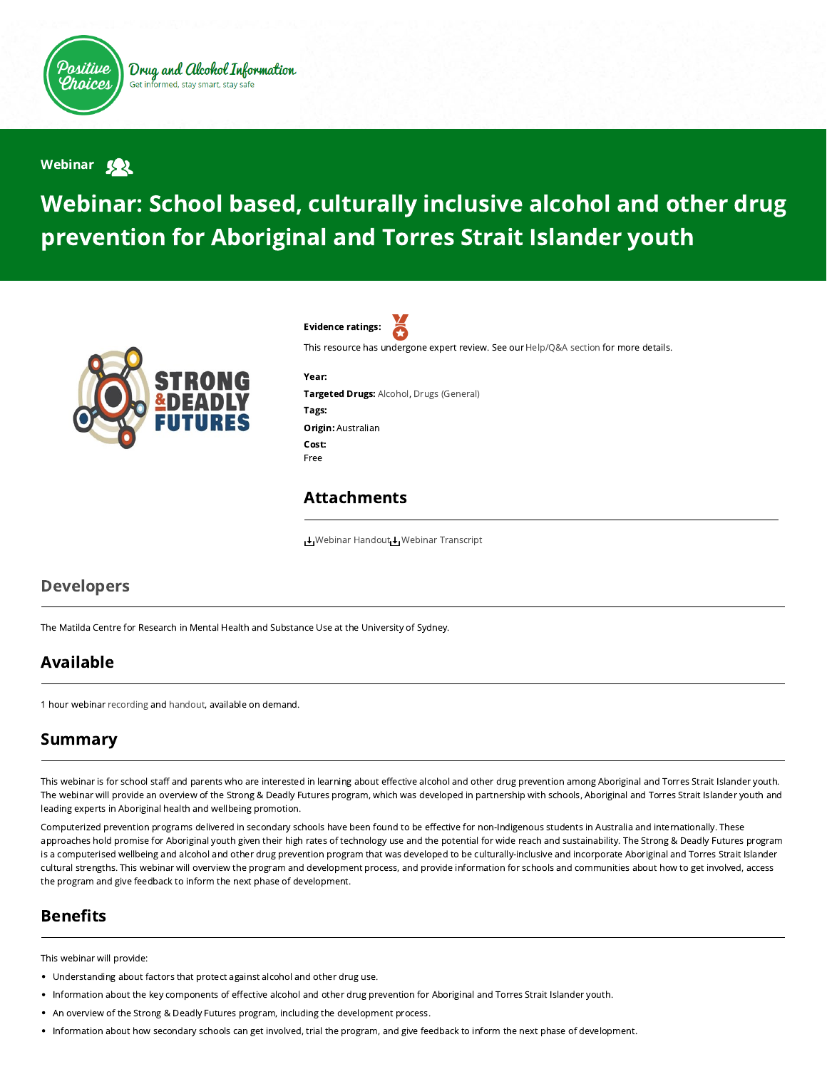Positive Choices

Drug and Alcohol Information

Get informed, stay smart, stay safe

Webinar

# Webinar: School based, culturally inclusive alcohol and other drug prevention for Aboriginal and Torres Strait Islander youth

**Evidence ratings:**

This resource has undergone expert review. See our Help/Q&A section for more details.

**Year:**

**Targeted Drugs:** Alcohol, Drugs (General)

**Tags:**

**Origin:** Australian

**Cost:**
Free

## Attachments

Webinar Handout Webinar Transcript

## Developers

The Matilda Centre for Research in Mental Health and Substance Use at the University of Sydney.

## Available

1 hour webinar recording and handout, available on demand.

## Summary

This webinar is for school staff and parents who are interested in learning about effective alcohol and other drug prevention among Aboriginal and Torres Strait Islander youth. The webinar will provide an overview of the Strong & Deadly Futures program, which was developed in partnership with schools, Aboriginal and Torres Strait Islander youth and leading experts in Aboriginal health and wellbeing promotion.

Computerized prevention programs delivered in secondary schools have been found to be effective for non-Indigenous students in Australia and internationally. These approaches hold promise for Aboriginal youth given their high rates of technology use and the potential for wide reach and sustainability. The Strong & Deadly Futures program is a computerised wellbeing and alcohol and other drug prevention program that was developed to be culturally-inclusive and incorporate Aboriginal and Torres Strait Islander cultural strengths. This webinar will overview the program and development process, and provide information for schools and communities about how to get involved, access the program and give feedback to inform the next phase of development.

## Benefits

This webinar will provide:

- Understanding about factors that protect against alcohol and other drug use.
- Information about the key components of effective alcohol and other drug prevention for Aboriginal and Torres Strait Islander youth.
- An overview of the Strong & Deadly Futures program, including the development process.
- Information about how secondary schools can get involved, trial the program, and give feedback to inform the next phase of development.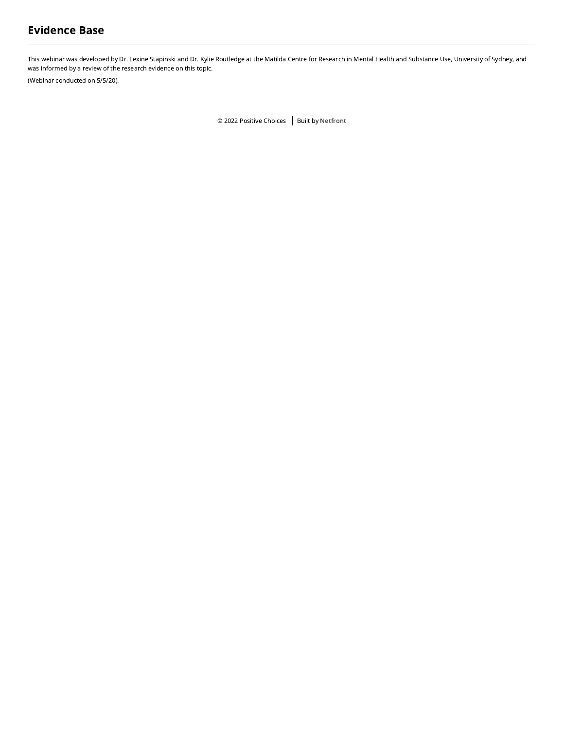## Evidence Base

This webinar was developed by Dr. Lexine Stapinski and Dr. Kylie Routledge at the Matilda Centre for Research in Mental Health and Substance Use, University of Sydney, and was informed by a review of the research evidence on this topic.

(Webinar conducted on 5/5/20).